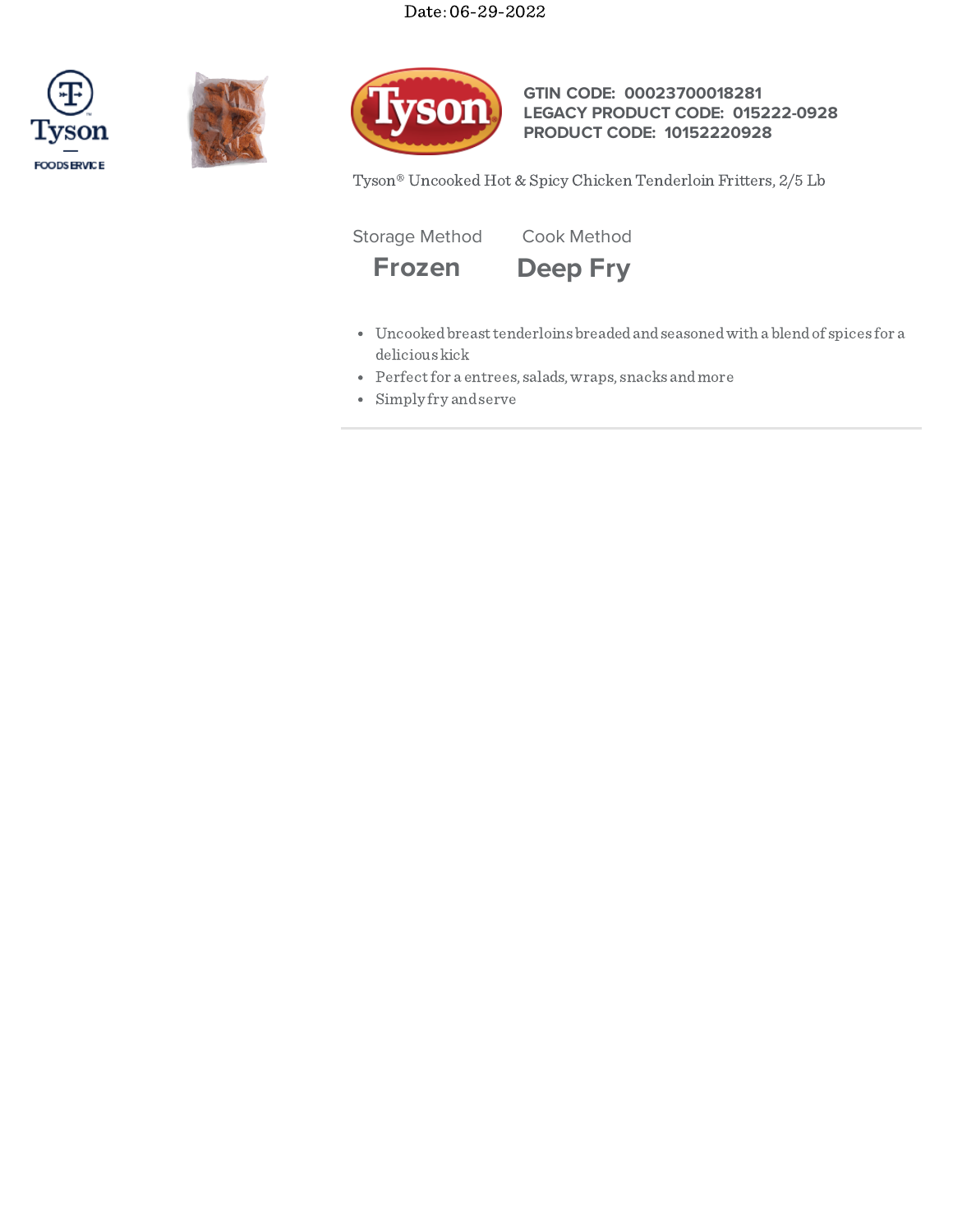Date: 06-29-2022

**GTIN CODE: 00023700018281**
**LEGACY PRODUCT CODE: 015222-0928**
**PRODUCT CODE: 10152220928**

Tyson® Uncooked Hot & Spicy Chicken Tenderloin Fritters, 2/5 Lb

| Storage Method | Cook Method |
| --- | --- |
| **Frozen** | **Deep Fry** |

- Uncooked breast tenderloins breaded and seasoned with a blend of spices for a delicious kick
- Perfect for a entrees, salads, wraps, snacks and more
- Simply fry and serve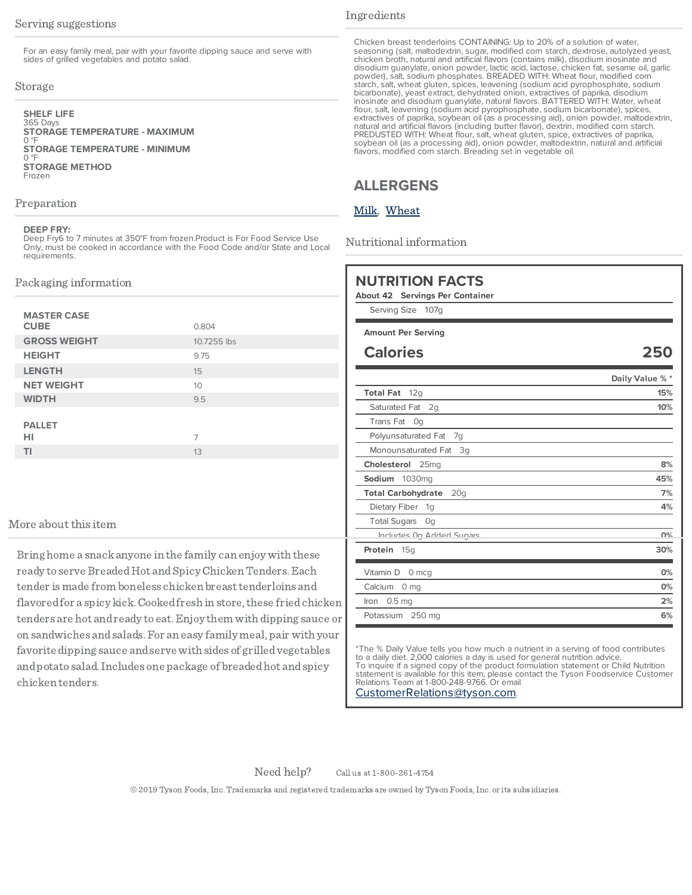## Serving suggestions

For an easy family meal, pair with your favorite dipping sauce and serve with sides of grilled vegetables and potato salad.

## Storage

**SHELF LIFE**
365 Days
**STORAGE TEMPERATURE - MAXIMUM**
0 °F
**STORAGE TEMPERATURE - MINIMUM**
0 °F
**STORAGE METHOD**
Frozen

## Preparation

**DEEP FRY:**
Deep Fry6 to 7 minutes at 350°F from frozen.Product is For Food Service Use Only, must be cooked in accordance with the Food Code and/or State and Local requirements.

## Packaging information

| | |
|---|---|
| **MASTER CASE** | |
| **CUBE** | 0.804 |
| **GROSS WEIGHT** | 10.7255 lbs |
| **HEIGHT** | 9.75 |
| **LENGTH** | 15 |
| **NET WEIGHT** | 10 |
| **WIDTH** | 9.5 |

| | |
|---|---|
| **PALLET** | |
| **HI** | 7 |
| **TI** | 13 |

## More about this item

Bring home a snack anyone in the family can enjoy with these ready to serve Breaded Hot and Spicy Chicken Tenders. Each tender is made from boneless chicken breast tenderloins and flavored for a spicy kick. Cooked fresh in store, these fried chicken tenders are hot and ready to eat. Enjoy them with dipping sauce or on sandwiches and salads. For an easy family meal, pair with your favorite dipping sauce and serve with sides of grilled vegetables and potato salad. Includes one package of breaded hot and spicy chicken tenders.

## Ingredients

Chicken breast tenderloins CONTAINING: Up to 20% of a solution of water, seasoning (salt, maltodextrin, sugar, modified corn starch, dextrose, autolyzed yeast, chicken broth, natural and artificial flavors (contains milk), disodium inosinate and disodium guanylate, onion powder, lactic acid, lactose, chicken fat, sesame oil, garlic powder), salt, sodium phosphates. BREADED WITH: Wheat flour, modified corn starch, salt, wheat gluten, spices, leavening (sodium acid pyrophosphate, sodium bicarbonate), yeast extract, dehydrated onion, extractives of paprika, disodium inosinate and disodium guanylate, natural flavors. BATTERED WITH: Water, wheat flour, salt, leavening (sodium acid pyrophosphate, sodium bicarbonate), spices, extractives of paprika, soybean oil (as a processing aid), onion powder, maltodextrin, natural and artificial flavors (including butter flavor), dextrin, modified corn starch. PREDUSTED WITH: Wheat flour, salt, wheat gluten, spice, extractives of paprika, soybean oil (as a processing aid), onion powder, maltodextrin, natural and artificial flavors, modified corn starch. Breading set in vegetable oil.

## ALLERGENS

Milk, Wheat

## Nutritional information

### NUTRITION FACTS

**About 42 Servings Per Container**

Serving Size 107g

| Amount Per Serving | |
|---|---|
| **Calories** | **250** |
| | **Daily Value % \*** |
| **Total Fat** 12g | **15%** |
| Saturated Fat 2g | **10%** |
| Trans Fat 0g | |
| Polyunsaturated Fat 7g | |
| Monounsaturated Fat 3g | |
| **Cholesterol** 25mg | **8%** |
| **Sodium** 1030mg | **45%** |
| **Total Carbohydrate** 20g | **7%** |
| Dietary Fiber 1g | **4%** |
| Total Sugars 0g | |
| Includes 0g Added Sugars | **0%** |
| **Protein** 15g | **30%** |
| Vitamin D 0 mcg | **0%** |
| Calcium 0 mg | **0%** |
| Iron 0.5 mg | **2%** |
| Potassium 250 mg | **6%** |

*The % Daily Value tells you how much a nutrient in a serving of food contributes to a daily diet. 2,000 calories a day is used for general nutrition advice. To inquire if a signed copy of the product formulation statement or Child Nutrition statement is available for this item, please contact the Tyson Foodservice Customer Relations Team at 1-800-248-9766. Or email CustomerRelations@tyson.com.

Need help? Call us at 1-800-261-4754

© 2019 Tyson Foods, Inc. Trademarks and registered trademarks are owned by Tyson Foods, Inc. or its subsidiaries.